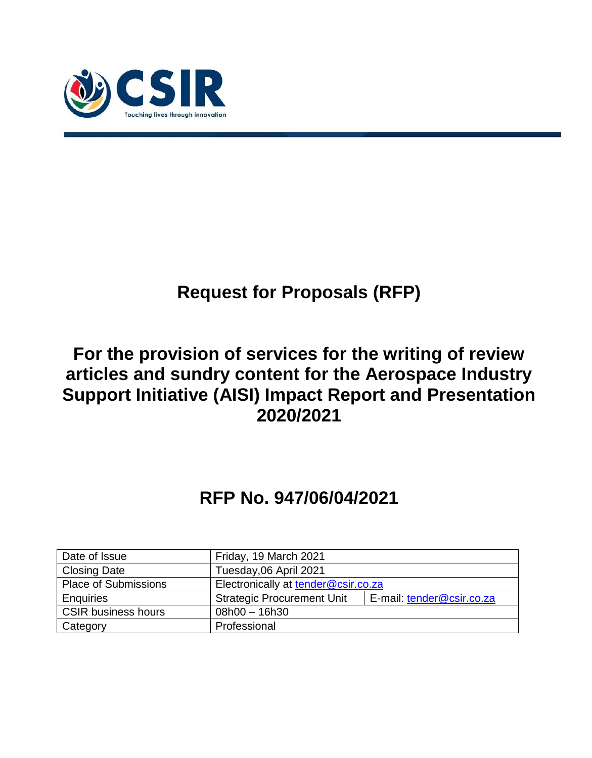CSIR

Touching lives through innovation

# Request for Proposals (RFP)

# For the provision of services for the writing of review articles and sundry content for the Aerospace Industry Support Initiative (AISI) Impact Report and Presentation 2020/2021

# RFP No. 947/06/04/2021

| Date of Issue | Friday, 19 March 2021 | |
|---|---|---|
| Closing Date | Tuesday,06 April 2021 | |
| Place of Submissions | Electronically at tender@csir.co.za | |
| Enquiries | Strategic Procurement Unit | E-mail: tender@csir.co.za |
| CSIR business hours | 08h00 – 16h30 | |
| Category | Professional | |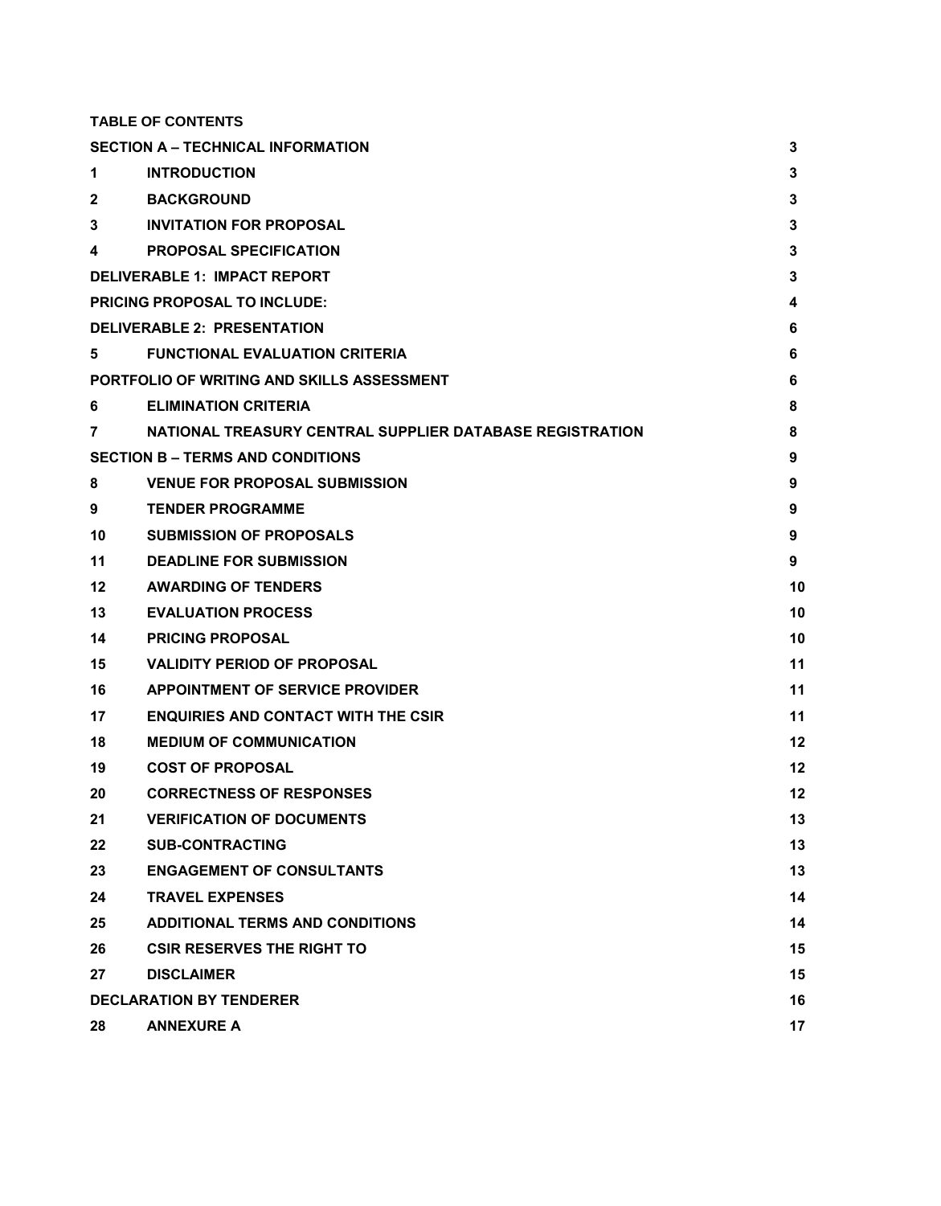**TABLE OF CONTENTS**

| | | |
|---|---|---|
| **SECTION A – TECHNICAL INFORMATION** | | **3** |
| **1** | **INTRODUCTION** | **3** |
| **2** | **BACKGROUND** | **3** |
| **3** | **INVITATION FOR PROPOSAL** | **3** |
| **4** | **PROPOSAL SPECIFICATION** | **3** |
| **DELIVERABLE 1: IMPACT REPORT** | | **3** |
| **PRICING PROPOSAL TO INCLUDE:** | | **4** |
| **DELIVERABLE 2: PRESENTATION** | | **6** |
| **5** | **FUNCTIONAL EVALUATION CRITERIA** | **6** |
| **PORTFOLIO OF WRITING AND SKILLS ASSESSMENT** | | **6** |
| **6** | **ELIMINATION CRITERIA** | **8** |
| **7** | **NATIONAL TREASURY CENTRAL SUPPLIER DATABASE REGISTRATION** | **8** |
| **SECTION B – TERMS AND CONDITIONS** | | **9** |
| **8** | **VENUE FOR PROPOSAL SUBMISSION** | **9** |
| **9** | **TENDER PROGRAMME** | **9** |
| **10** | **SUBMISSION OF PROPOSALS** | **9** |
| **11** | **DEADLINE FOR SUBMISSION** | **9** |
| **12** | **AWARDING OF TENDERS** | **10** |
| **13** | **EVALUATION PROCESS** | **10** |
| **14** | **PRICING PROPOSAL** | **10** |
| **15** | **VALIDITY PERIOD OF PROPOSAL** | **11** |
| **16** | **APPOINTMENT OF SERVICE PROVIDER** | **11** |
| **17** | **ENQUIRIES AND CONTACT WITH THE CSIR** | **11** |
| **18** | **MEDIUM OF COMMUNICATION** | **12** |
| **19** | **COST OF PROPOSAL** | **12** |
| **20** | **CORRECTNESS OF RESPONSES** | **12** |
| **21** | **VERIFICATION OF DOCUMENTS** | **13** |
| **22** | **SUB-CONTRACTING** | **13** |
| **23** | **ENGAGEMENT OF CONSULTANTS** | **13** |
| **24** | **TRAVEL EXPENSES** | **14** |
| **25** | **ADDITIONAL TERMS AND CONDITIONS** | **14** |
| **26** | **CSIR RESERVES THE RIGHT TO** | **15** |
| **27** | **DISCLAIMER** | **15** |
| **DECLARATION BY TENDERER** | | **16** |
| **28** | **ANNEXURE A** | **17** |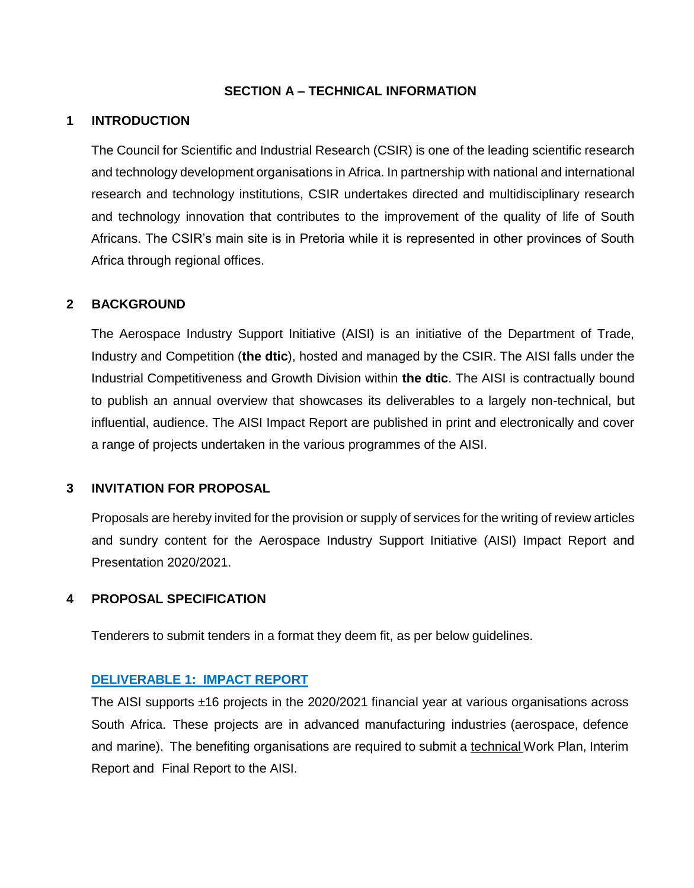# SECTION A – TECHNICAL INFORMATION

## 1 INTRODUCTION

The Council for Scientific and Industrial Research (CSIR) is one of the leading scientific research and technology development organisations in Africa. In partnership with national and international research and technology institutions, CSIR undertakes directed and multidisciplinary research and technology innovation that contributes to the improvement of the quality of life of South Africans. The CSIR's main site is in Pretoria while it is represented in other provinces of South Africa through regional offices.

## 2 BACKGROUND

The Aerospace Industry Support Initiative (AISI) is an initiative of the Department of Trade, Industry and Competition (**the dtic**), hosted and managed by the CSIR. The AISI falls under the Industrial Competitiveness and Growth Division within **the dtic**. The AISI is contractually bound to publish an annual overview that showcases its deliverables to a largely non-technical, but influential, audience. The AISI Impact Report are published in print and electronically and cover a range of projects undertaken in the various programmes of the AISI.

## 3 INVITATION FOR PROPOSAL

Proposals are hereby invited for the provision or supply of services for the writing of review articles and sundry content for the Aerospace Industry Support Initiative (AISI) Impact Report and Presentation 2020/2021.

## 4 PROPOSAL SPECIFICATION

Tenderers to submit tenders in a format they deem fit, as per below guidelines.

### DELIVERABLE 1: IMPACT REPORT

The AISI supports ±16 projects in the 2020/2021 financial year at various organisations across South Africa. These projects are in advanced manufacturing industries (aerospace, defence and marine). The benefiting organisations are required to submit a technical Work Plan, Interim Report and Final Report to the AISI.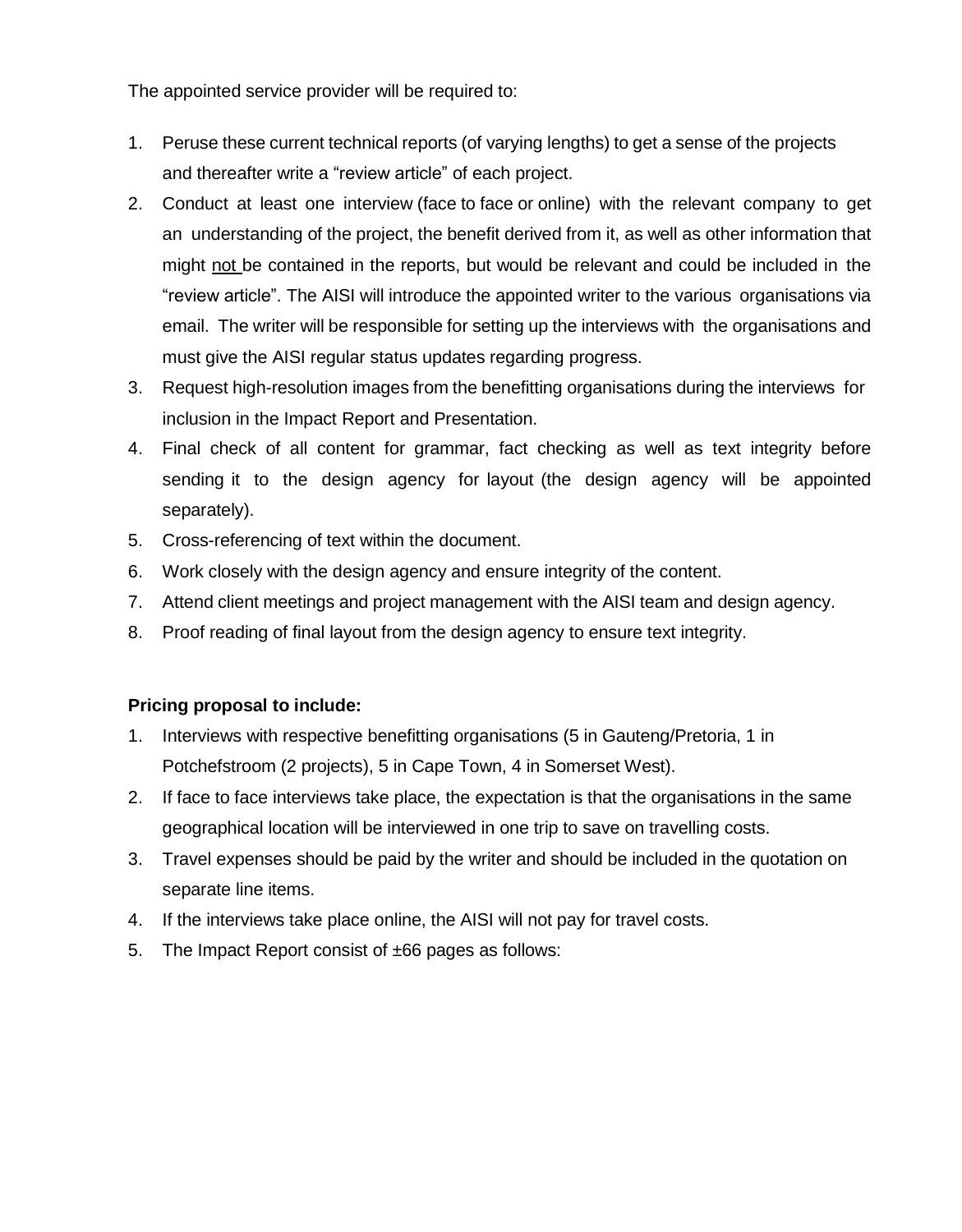The appointed service provider will be required to:

1. Peruse these current technical reports (of varying lengths) to get a sense of the projects and thereafter write a "review article" of each project.
2. Conduct at least one interview (face to face or online) with the relevant company to get an understanding of the project, the benefit derived from it, as well as other information that might not be contained in the reports, but would be relevant and could be included in the "review article". The AISI will introduce the appointed writer to the various organisations via email. The writer will be responsible for setting up the interviews with the organisations and must give the AISI regular status updates regarding progress.
3. Request high-resolution images from the benefitting organisations during the interviews for inclusion in the Impact Report and Presentation.
4. Final check of all content for grammar, fact checking as well as text integrity before sending it to the design agency for layout (the design agency will be appointed separately).
5. Cross-referencing of text within the document.
6. Work closely with the design agency and ensure integrity of the content.
7. Attend client meetings and project management with the AISI team and design agency.
8. Proof reading of final layout from the design agency to ensure text integrity.

**Pricing proposal to include:**

1. Interviews with respective benefitting organisations (5 in Gauteng/Pretoria, 1 in Potchefstroom (2 projects), 5 in Cape Town, 4 in Somerset West).
2. If face to face interviews take place, the expectation is that the organisations in the same geographical location will be interviewed in one trip to save on travelling costs.
3. Travel expenses should be paid by the writer and should be included in the quotation on separate line items.
4. If the interviews take place online, the AISI will not pay for travel costs.
5. The Impact Report consist of ±66 pages as follows: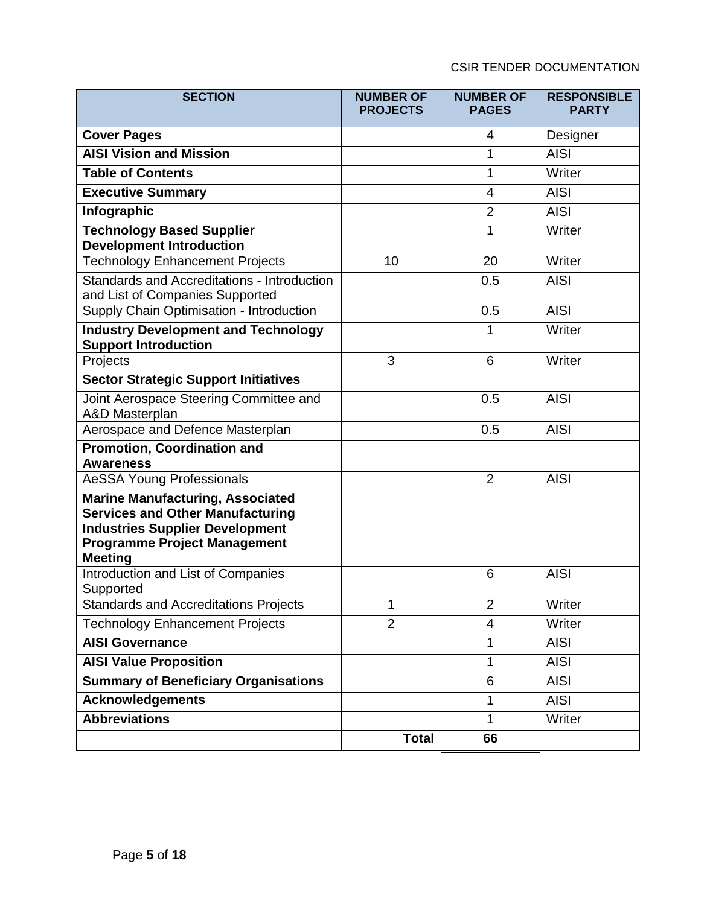| SECTION | NUMBER OF PROJECTS | NUMBER OF PAGES | RESPONSIBLE PARTY |
|---|---|---|---|
| **Cover Pages** | | 4 | Designer |
| **AISI Vision and Mission** | | 1 | AISI |
| **Table of Contents** | | 1 | Writer |
| **Executive Summary** | | 4 | AISI |
| **Infographic** | | 2 | AISI |
| **Technology Based Supplier Development Introduction** | | 1 | Writer |
| Technology Enhancement Projects | 10 | 20 | Writer |
| Standards and Accreditations - Introduction and List of Companies Supported | | 0.5 | AISI |
| Supply Chain Optimisation - Introduction | | 0.5 | AISI |
| **Industry Development and Technology Support Introduction** | | 1 | Writer |
| Projects | 3 | 6 | Writer |
| **Sector Strategic Support Initiatives** | | | |
| Joint Aerospace Steering Committee and A&D Masterplan | | 0.5 | AISI |
| Aerospace and Defence Masterplan | | 0.5 | AISI |
| **Promotion, Coordination and Awareness** | | | |
| AeSSA Young Professionals | | 2 | AISI |
| **Marine Manufacturing, Associated Services and Other Manufacturing Industries Supplier Development Programme Project Management Meeting** | | | |
| Introduction and List of Companies Supported | | 6 | AISI |
| Standards and Accreditations Projects | 1 | 2 | Writer |
| Technology Enhancement Projects | 2 | 4 | Writer |
| **AISI Governance** | | 1 | AISI |
| **AISI Value Proposition** | | 1 | AISI |
| **Summary of Beneficiary Organisations** | | 6 | AISI |
| **Acknowledgements** | | 1 | AISI |
| **Abbreviations** | | 1 | Writer |
| | **Total** | **66** | |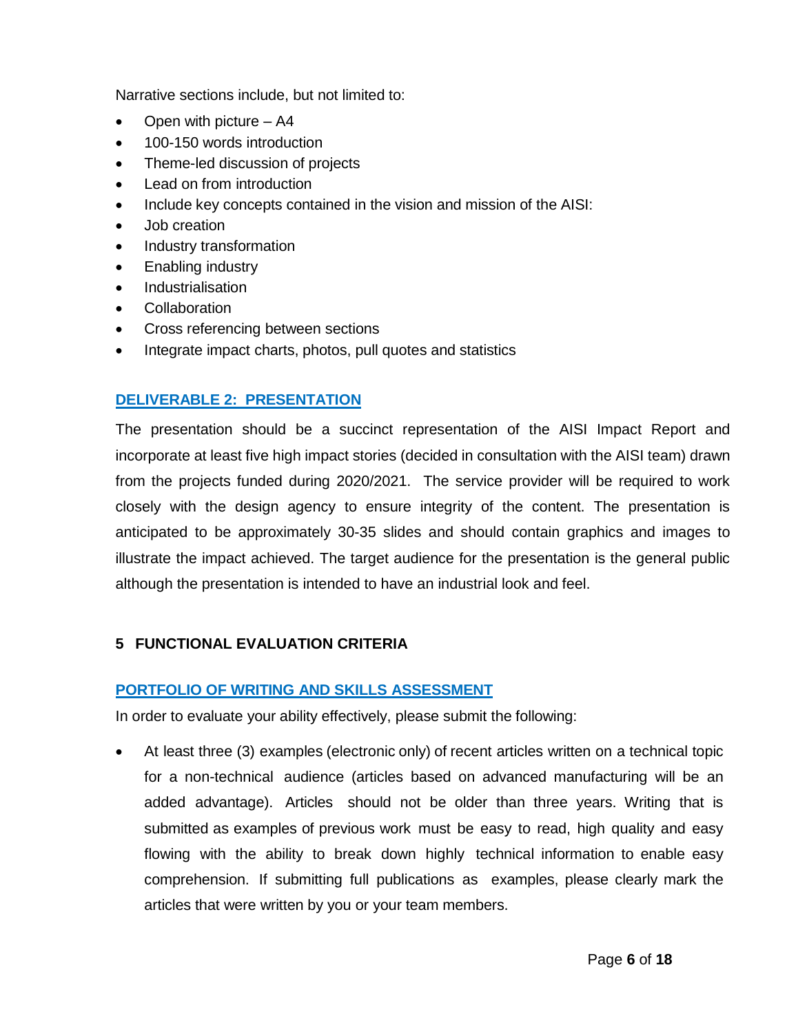Narrative sections include, but not limited to:

- Open with picture – A4
- 100-150 words introduction
- Theme-led discussion of projects
- Lead on from introduction
- Include key concepts contained in the vision and mission of the AISI:
- Job creation
- Industry transformation
- Enabling industry
- Industrialisation
- Collaboration
- Cross referencing between sections
- Integrate impact charts, photos, pull quotes and statistics

### DELIVERABLE 2: PRESENTATION

The presentation should be a succinct representation of the AISI Impact Report and incorporate at least five high impact stories (decided in consultation with the AISI team) drawn from the projects funded during 2020/2021. The service provider will be required to work closely with the design agency to ensure integrity of the content. The presentation is anticipated to be approximately 30-35 slides and should contain graphics and images to illustrate the impact achieved. The target audience for the presentation is the general public although the presentation is intended to have an industrial look and feel.

## 5 FUNCTIONAL EVALUATION CRITERIA

### PORTFOLIO OF WRITING AND SKILLS ASSESSMENT

In order to evaluate your ability effectively, please submit the following:

- At least three (3) examples (electronic only) of recent articles written on a technical topic for a non-technical audience (articles based on advanced manufacturing will be an added advantage). Articles should not be older than three years. Writing that is submitted as examples of previous work must be easy to read, high quality and easy flowing with the ability to break down highly technical information to enable easy comprehension. If submitting full publications as examples, please clearly mark the articles that were written by you or your team members.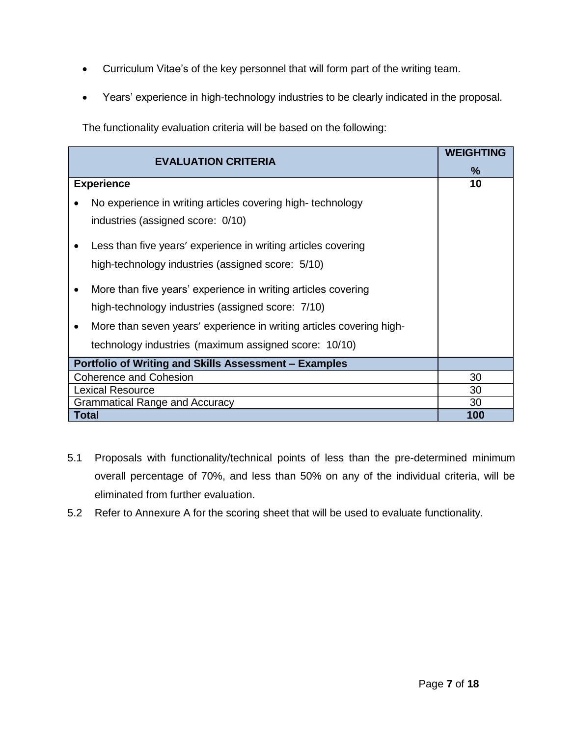- Curriculum Vitae's of the key personnel that will form part of the writing team.
- Years' experience in high-technology industries to be clearly indicated in the proposal.

The functionality evaluation criteria will be based on the following:

| EVALUATION CRITERIA | WEIGHTING % |
|---|---|
| **Experience**<br>• No experience in writing articles covering high- technology industries (assigned score: 0/10)<br>• Less than five years' experience in writing articles covering high-technology industries (assigned score: 5/10)<br>• More than five years' experience in writing articles covering high-technology industries (assigned score: 7/10)<br>• More than seven years' experience in writing articles covering high-technology industries (maximum assigned score: 10/10) | **10** |
| **Portfolio of Writing and Skills Assessment – Examples** | |
| Coherence and Cohesion | 30 |
| Lexical Resource | 30 |
| Grammatical Range and Accuracy | 30 |
| **Total** | **100** |

5.1 Proposals with functionality/technical points of less than the pre-determined minimum overall percentage of 70%, and less than 50% on any of the individual criteria, will be eliminated from further evaluation.

5.2 Refer to Annexure A for the scoring sheet that will be used to evaluate functionality.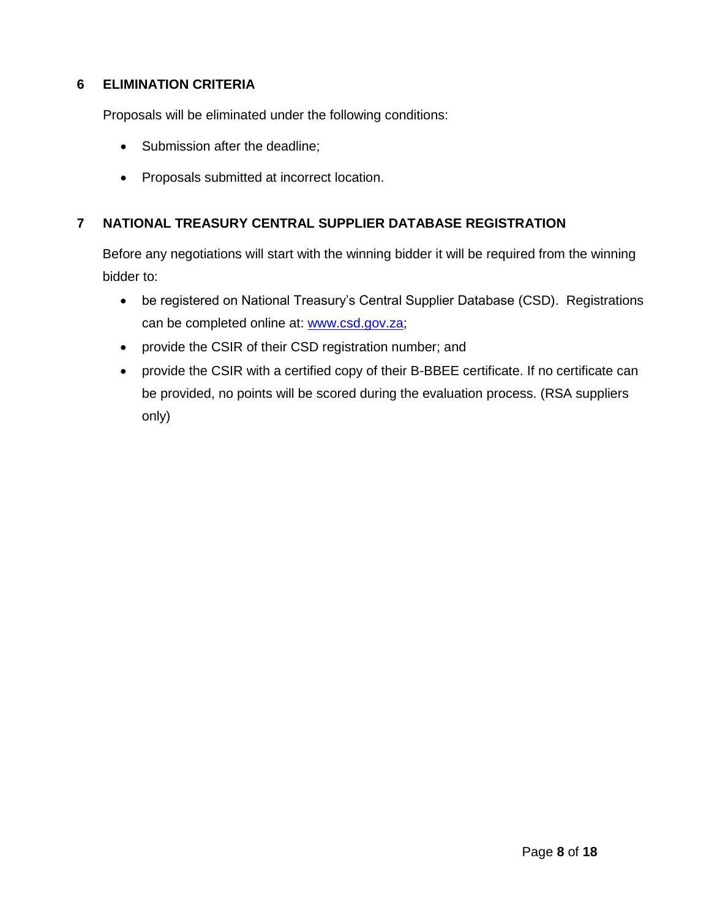## 6 ELIMINATION CRITERIA

Proposals will be eliminated under the following conditions:

- Submission after the deadline;
- Proposals submitted at incorrect location.

## 7 NATIONAL TREASURY CENTRAL SUPPLIER DATABASE REGISTRATION

Before any negotiations will start with the winning bidder it will be required from the winning bidder to:

- be registered on National Treasury's Central Supplier Database (CSD). Registrations can be completed online at: [www.csd.gov.za](http://www.csd.gov.za);
- provide the CSIR of their CSD registration number; and
- provide the CSIR with a certified copy of their B-BBEE certificate. If no certificate can be provided, no points will be scored during the evaluation process. (RSA suppliers only)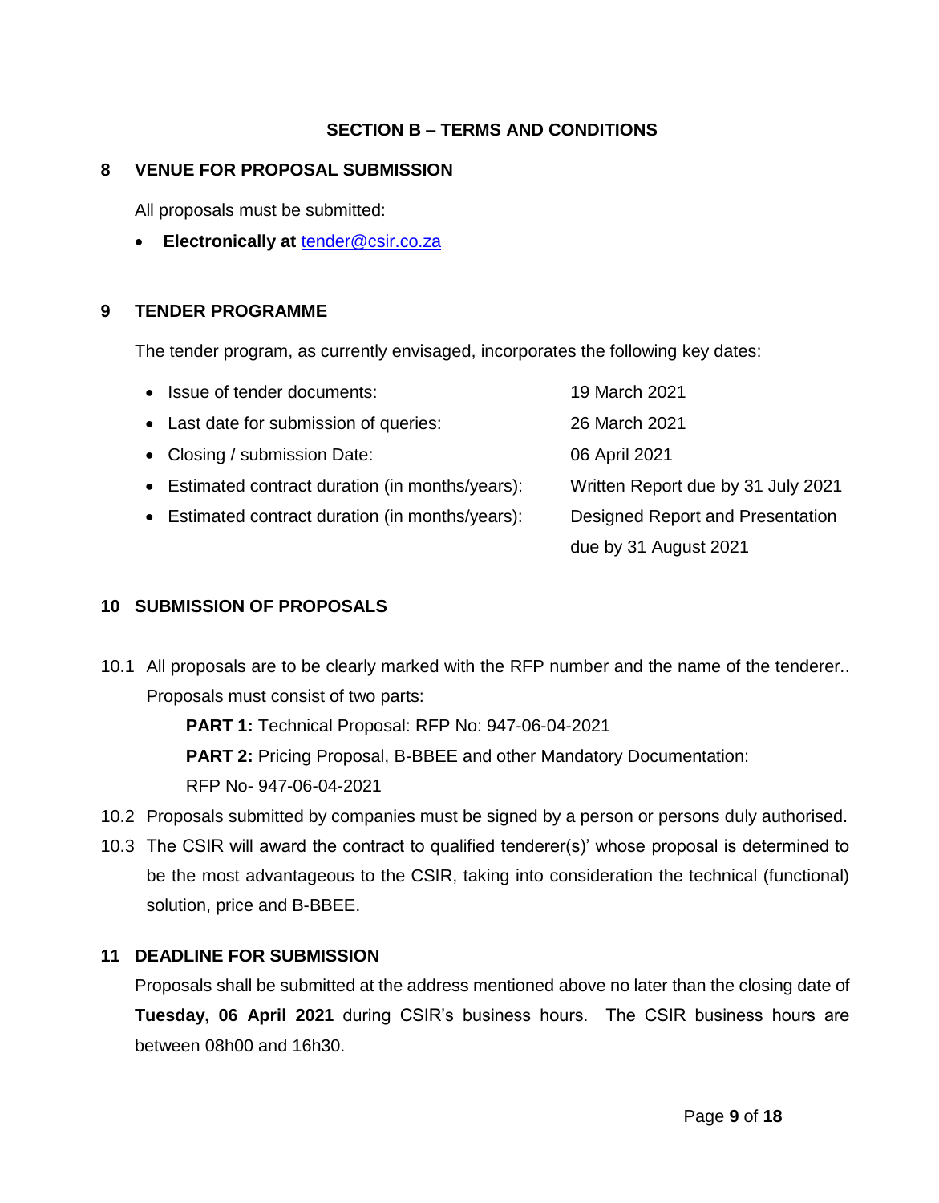## SECTION B – TERMS AND CONDITIONS

### 8 VENUE FOR PROPOSAL SUBMISSION

All proposals must be submitted:

- **Electronically at** tender@csir.co.za

### 9 TENDER PROGRAMME

The tender program, as currently envisaged, incorporates the following key dates:

- Issue of tender documents: 19 March 2021
- Last date for submission of queries: 26 March 2021
- Closing / submission Date: 06 April 2021
- Estimated contract duration (in months/years): Written Report due by 31 July 2021
- Estimated contract duration (in months/years): Designed Report and Presentation due by 31 August 2021

### 10 SUBMISSION OF PROPOSALS

10.1 All proposals are to be clearly marked with the RFP number and the name of the tenderer.. Proposals must consist of two parts:

**PART 1:** Technical Proposal: RFP No: 947-06-04-2021

**PART 2:** Pricing Proposal, B-BBEE and other Mandatory Documentation: RFP No- 947-06-04-2021

10.2 Proposals submitted by companies must be signed by a person or persons duly authorised.

10.3 The CSIR will award the contract to qualified tenderer(s)' whose proposal is determined to be the most advantageous to the CSIR, taking into consideration the technical (functional) solution, price and B-BBEE.

### 11 DEADLINE FOR SUBMISSION

Proposals shall be submitted at the address mentioned above no later than the closing date of **Tuesday, 06 April 2021** during CSIR's business hours. The CSIR business hours are between 08h00 and 16h30.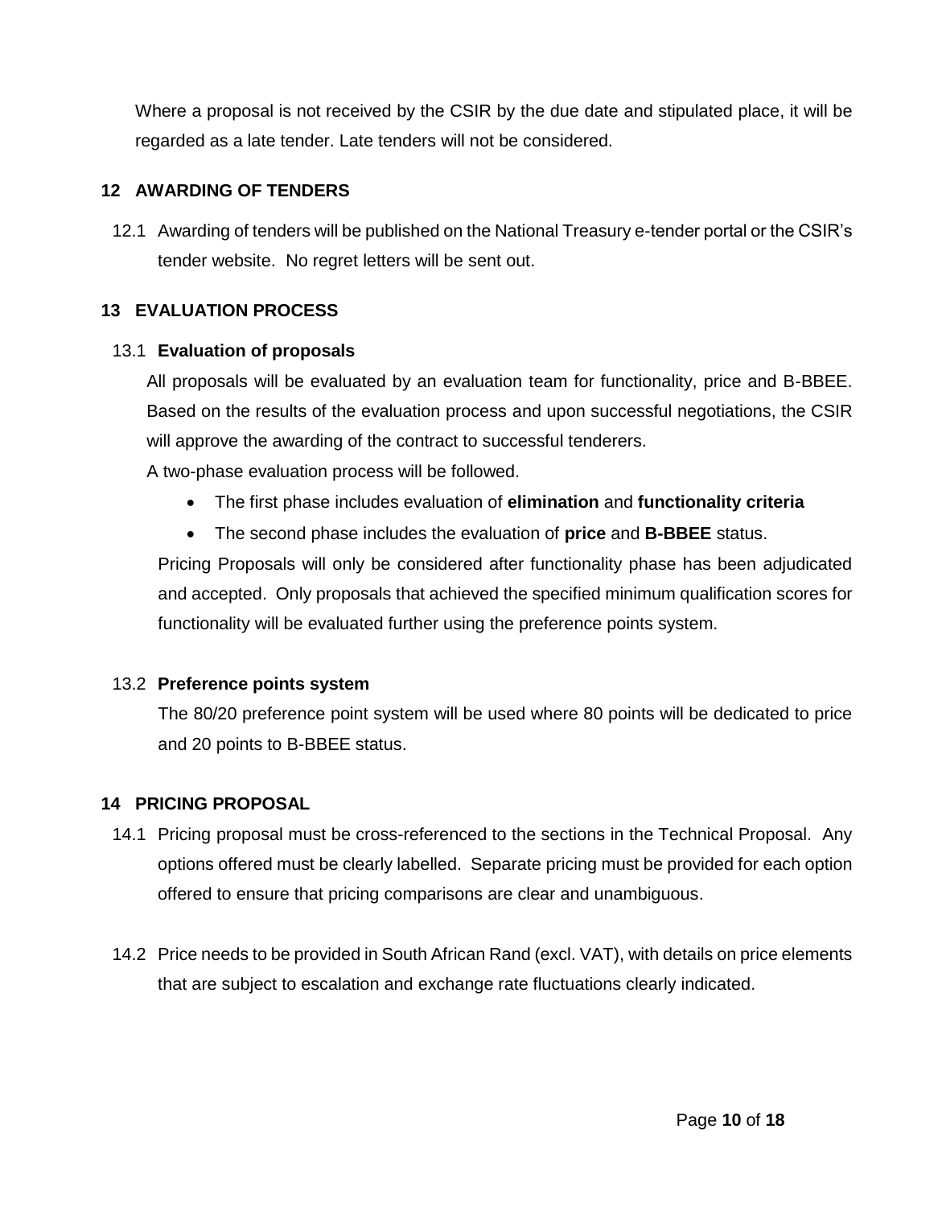Where a proposal is not received by the CSIR by the due date and stipulated place, it will be regarded as a late tender. Late tenders will not be considered.

## 12 AWARDING OF TENDERS

12.1 Awarding of tenders will be published on the National Treasury e-tender portal or the CSIR's tender website. No regret letters will be sent out.

## 13 EVALUATION PROCESS

### 13.1 Evaluation of proposals

All proposals will be evaluated by an evaluation team for functionality, price and B-BBEE. Based on the results of the evaluation process and upon successful negotiations, the CSIR will approve the awarding of the contract to successful tenderers.

A two-phase evaluation process will be followed.

- The first phase includes evaluation of **elimination** and **functionality criteria**
- The second phase includes the evaluation of **price** and **B-BBEE** status.

Pricing Proposals will only be considered after functionality phase has been adjudicated and accepted. Only proposals that achieved the specified minimum qualification scores for functionality will be evaluated further using the preference points system.

### 13.2 Preference points system

The 80/20 preference point system will be used where 80 points will be dedicated to price and 20 points to B-BBEE status.

## 14 PRICING PROPOSAL

14.1 Pricing proposal must be cross-referenced to the sections in the Technical Proposal. Any options offered must be clearly labelled. Separate pricing must be provided for each option offered to ensure that pricing comparisons are clear and unambiguous.

14.2 Price needs to be provided in South African Rand (excl. VAT), with details on price elements that are subject to escalation and exchange rate fluctuations clearly indicated.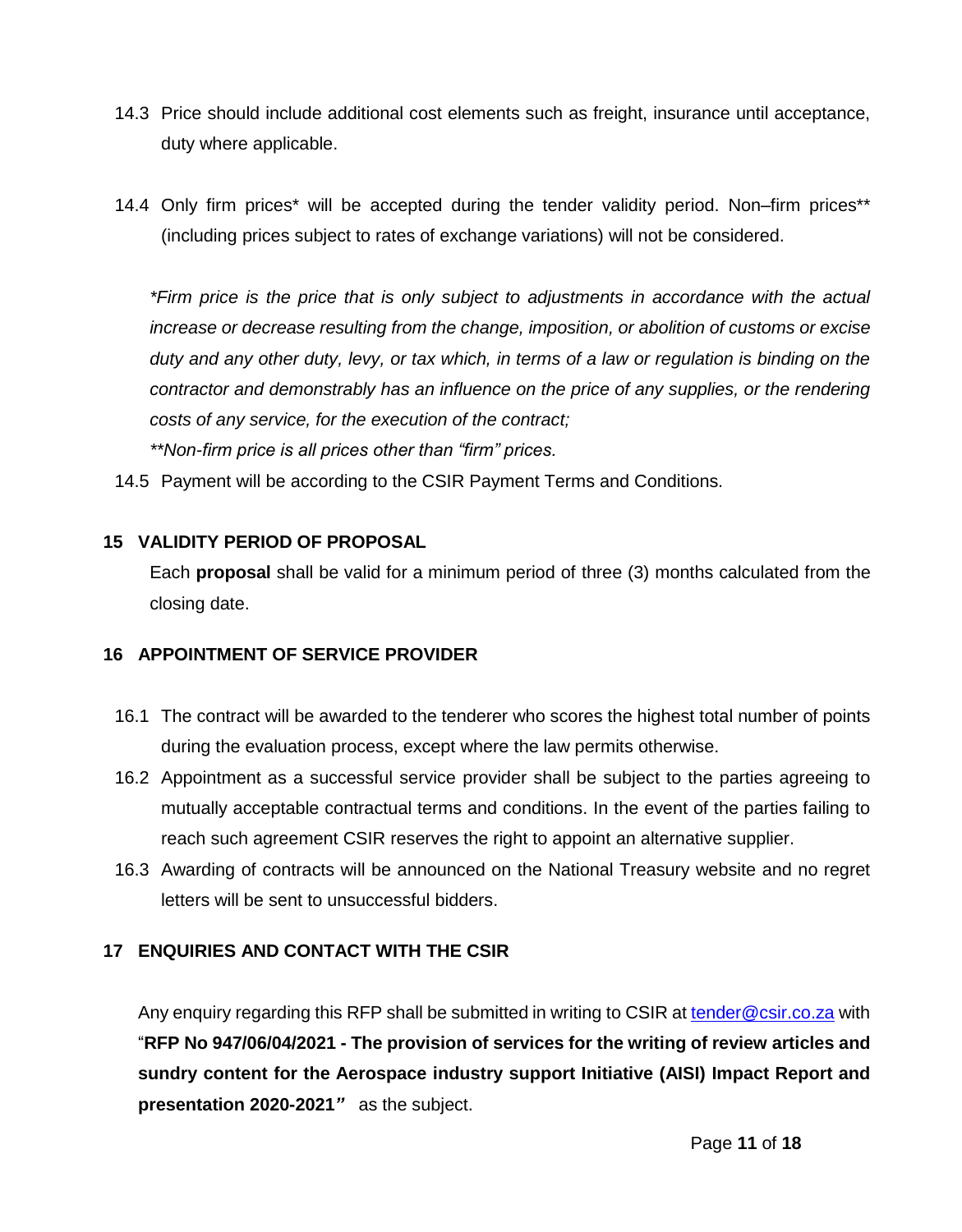14.3 Price should include additional cost elements such as freight, insurance until acceptance, duty where applicable.

14.4 Only firm prices* will be accepted during the tender validity period. Non–firm prices** (including prices subject to rates of exchange variations) will not be considered.

*\*Firm price is the price that is only subject to adjustments in accordance with the actual increase or decrease resulting from the change, imposition, or abolition of customs or excise duty and any other duty, levy, or tax which, in terms of a law or regulation is binding on the contractor and demonstrably has an influence on the price of any supplies, or the rendering costs of any service, for the execution of the contract;*

*\*\*Non-firm price is all prices other than "firm" prices.*

14.5 Payment will be according to the CSIR Payment Terms and Conditions.

## 15 VALIDITY PERIOD OF PROPOSAL

Each **proposal** shall be valid for a minimum period of three (3) months calculated from the closing date.

## 16 APPOINTMENT OF SERVICE PROVIDER

16.1 The contract will be awarded to the tenderer who scores the highest total number of points during the evaluation process, except where the law permits otherwise.

16.2 Appointment as a successful service provider shall be subject to the parties agreeing to mutually acceptable contractual terms and conditions. In the event of the parties failing to reach such agreement CSIR reserves the right to appoint an alternative supplier.

16.3 Awarding of contracts will be announced on the National Treasury website and no regret letters will be sent to unsuccessful bidders.

## 17 ENQUIRIES AND CONTACT WITH THE CSIR

Any enquiry regarding this RFP shall be submitted in writing to CSIR at tender@csir.co.za with "**RFP No 947/06/04/2021 - The provision of services for the writing of review articles and sundry content for the Aerospace industry support Initiative (AISI) Impact Report and presentation 2020-2021"** as the subject.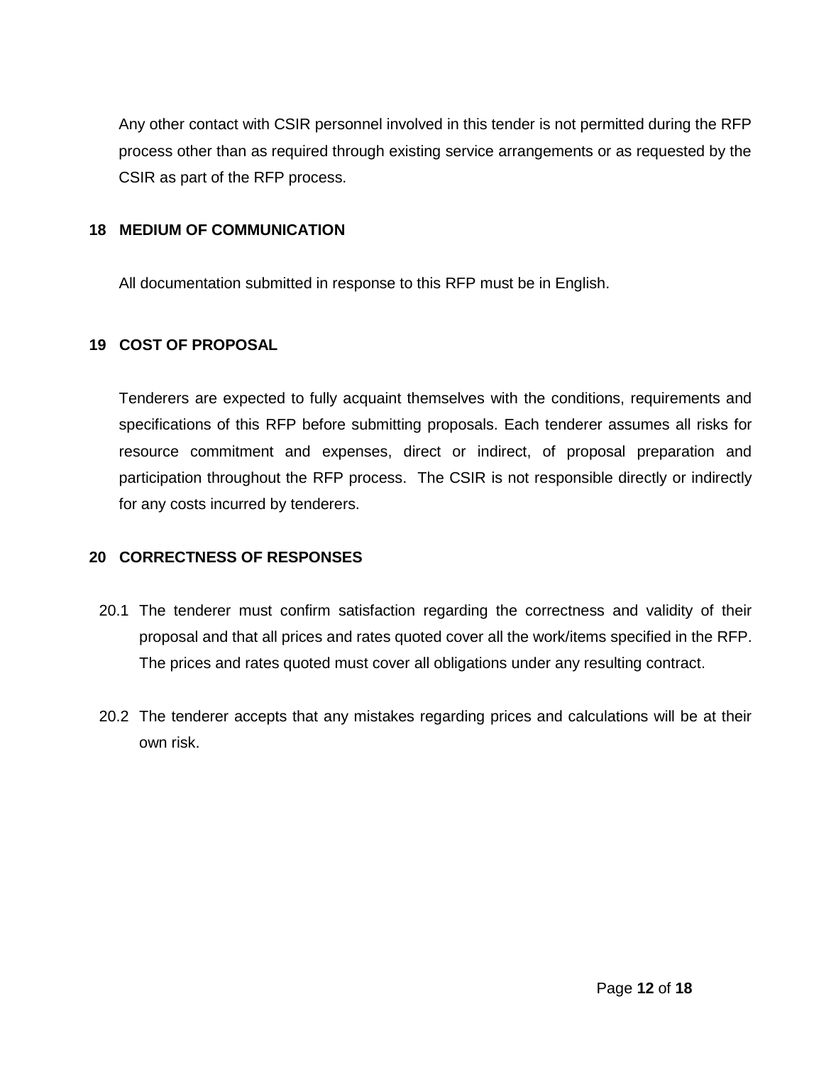Any other contact with CSIR personnel involved in this tender is not permitted during the RFP process other than as required through existing service arrangements or as requested by the CSIR as part of the RFP process.

## 18 MEDIUM OF COMMUNICATION

All documentation submitted in response to this RFP must be in English.

## 19 COST OF PROPOSAL

Tenderers are expected to fully acquaint themselves with the conditions, requirements and specifications of this RFP before submitting proposals. Each tenderer assumes all risks for resource commitment and expenses, direct or indirect, of proposal preparation and participation throughout the RFP process. The CSIR is not responsible directly or indirectly for any costs incurred by tenderers.

## 20 CORRECTNESS OF RESPONSES

20.1 The tenderer must confirm satisfaction regarding the correctness and validity of their proposal and that all prices and rates quoted cover all the work/items specified in the RFP. The prices and rates quoted must cover all obligations under any resulting contract.

20.2 The tenderer accepts that any mistakes regarding prices and calculations will be at their own risk.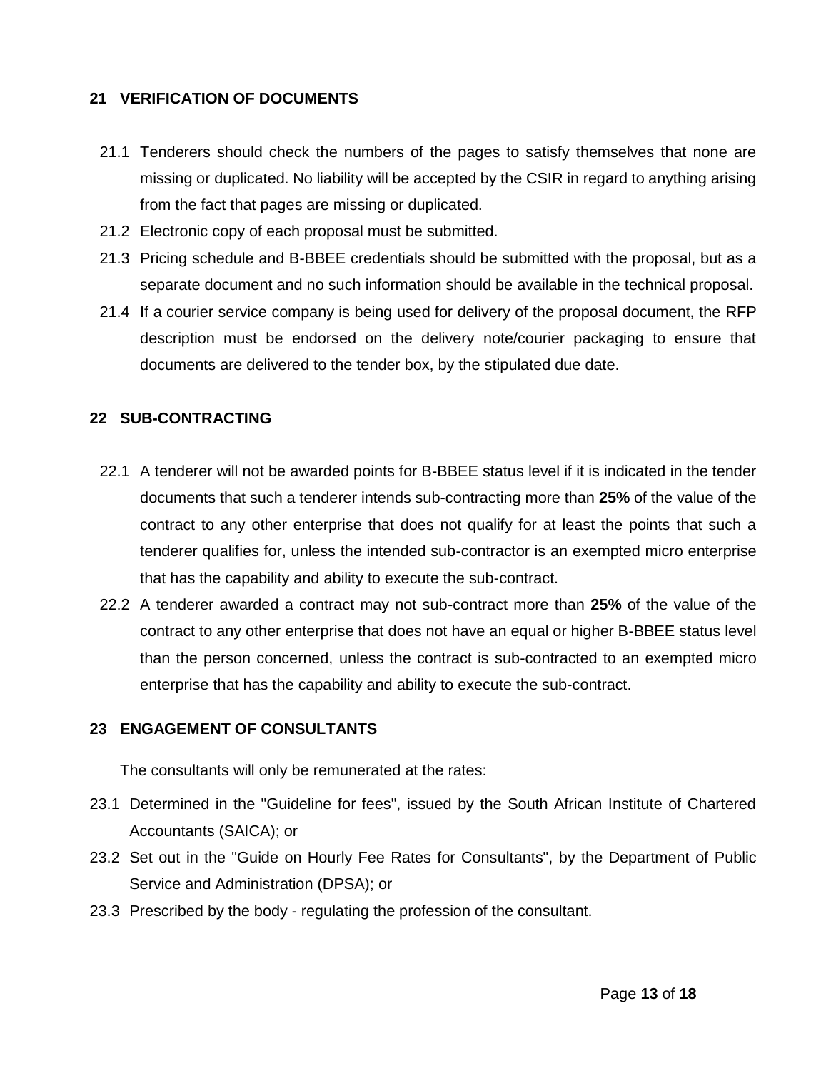## 21 VERIFICATION OF DOCUMENTS

21.1 Tenderers should check the numbers of the pages to satisfy themselves that none are missing or duplicated. No liability will be accepted by the CSIR in regard to anything arising from the fact that pages are missing or duplicated.

21.2 Electronic copy of each proposal must be submitted.

21.3 Pricing schedule and B-BBEE credentials should be submitted with the proposal, but as a separate document and no such information should be available in the technical proposal.

21.4 If a courier service company is being used for delivery of the proposal document, the RFP description must be endorsed on the delivery note/courier packaging to ensure that documents are delivered to the tender box, by the stipulated due date.

## 22 SUB-CONTRACTING

22.1 A tenderer will not be awarded points for B-BBEE status level if it is indicated in the tender documents that such a tenderer intends sub-contracting more than **25%** of the value of the contract to any other enterprise that does not qualify for at least the points that such a tenderer qualifies for, unless the intended sub-contractor is an exempted micro enterprise that has the capability and ability to execute the sub-contract.

22.2 A tenderer awarded a contract may not sub-contract more than **25%** of the value of the contract to any other enterprise that does not have an equal or higher B-BBEE status level than the person concerned, unless the contract is sub-contracted to an exempted micro enterprise that has the capability and ability to execute the sub-contract.

## 23 ENGAGEMENT OF CONSULTANTS

The consultants will only be remunerated at the rates:

23.1 Determined in the "Guideline for fees", issued by the South African Institute of Chartered Accountants (SAICA); or

23.2 Set out in the "Guide on Hourly Fee Rates for Consultants", by the Department of Public Service and Administration (DPSA); or

23.3 Prescribed by the body - regulating the profession of the consultant.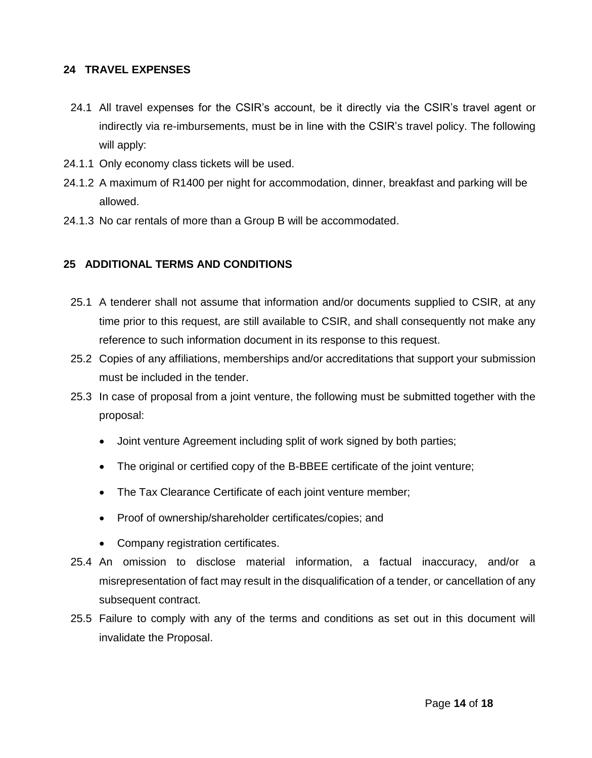## 24 TRAVEL EXPENSES

24.1 All travel expenses for the CSIR's account, be it directly via the CSIR's travel agent or indirectly via re-imbursements, must be in line with the CSIR's travel policy. The following will apply:

24.1.1 Only economy class tickets will be used.

24.1.2 A maximum of R1400 per night for accommodation, dinner, breakfast and parking will be allowed.

24.1.3 No car rentals of more than a Group B will be accommodated.

## 25 ADDITIONAL TERMS AND CONDITIONS

25.1 A tenderer shall not assume that information and/or documents supplied to CSIR, at any time prior to this request, are still available to CSIR, and shall consequently not make any reference to such information document in its response to this request.

25.2 Copies of any affiliations, memberships and/or accreditations that support your submission must be included in the tender.

25.3 In case of proposal from a joint venture, the following must be submitted together with the proposal:

- Joint venture Agreement including split of work signed by both parties;
- The original or certified copy of the B-BBEE certificate of the joint venture;
- The Tax Clearance Certificate of each joint venture member;
- Proof of ownership/shareholder certificates/copies; and
- Company registration certificates.

25.4 An omission to disclose material information, a factual inaccuracy, and/or a misrepresentation of fact may result in the disqualification of a tender, or cancellation of any subsequent contract.

25.5 Failure to comply with any of the terms and conditions as set out in this document will invalidate the Proposal.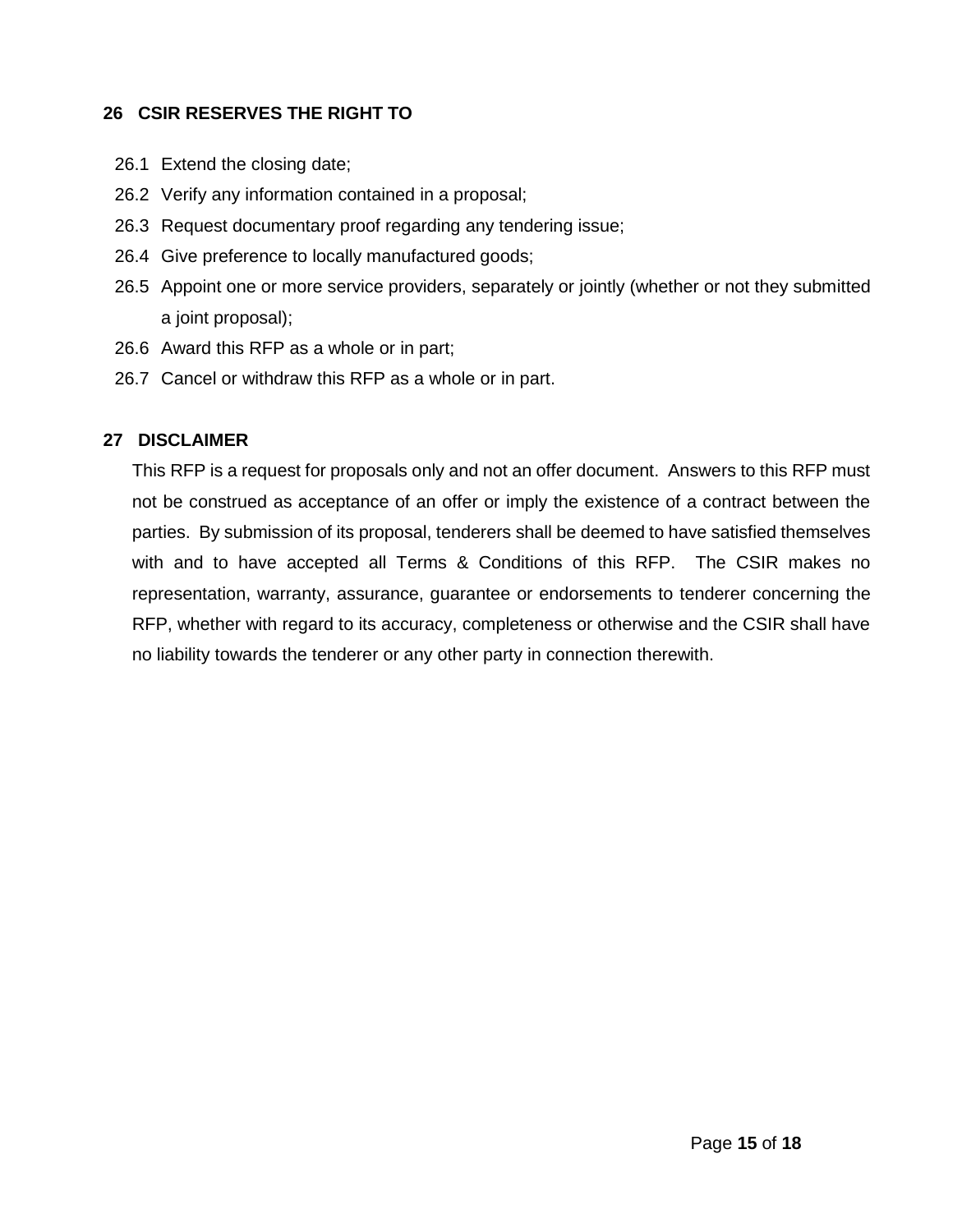## 26 CSIR RESERVES THE RIGHT TO

26.1 Extend the closing date;

26.2 Verify any information contained in a proposal;

26.3 Request documentary proof regarding any tendering issue;

26.4 Give preference to locally manufactured goods;

26.5 Appoint one or more service providers, separately or jointly (whether or not they submitted a joint proposal);

26.6 Award this RFP as a whole or in part;

26.7 Cancel or withdraw this RFP as a whole or in part.

## 27 DISCLAIMER

This RFP is a request for proposals only and not an offer document. Answers to this RFP must not be construed as acceptance of an offer or imply the existence of a contract between the parties. By submission of its proposal, tenderers shall be deemed to have satisfied themselves with and to have accepted all Terms & Conditions of this RFP. The CSIR makes no representation, warranty, assurance, guarantee or endorsements to tenderer concerning the RFP, whether with regard to its accuracy, completeness or otherwise and the CSIR shall have no liability towards the tenderer or any other party in connection therewith.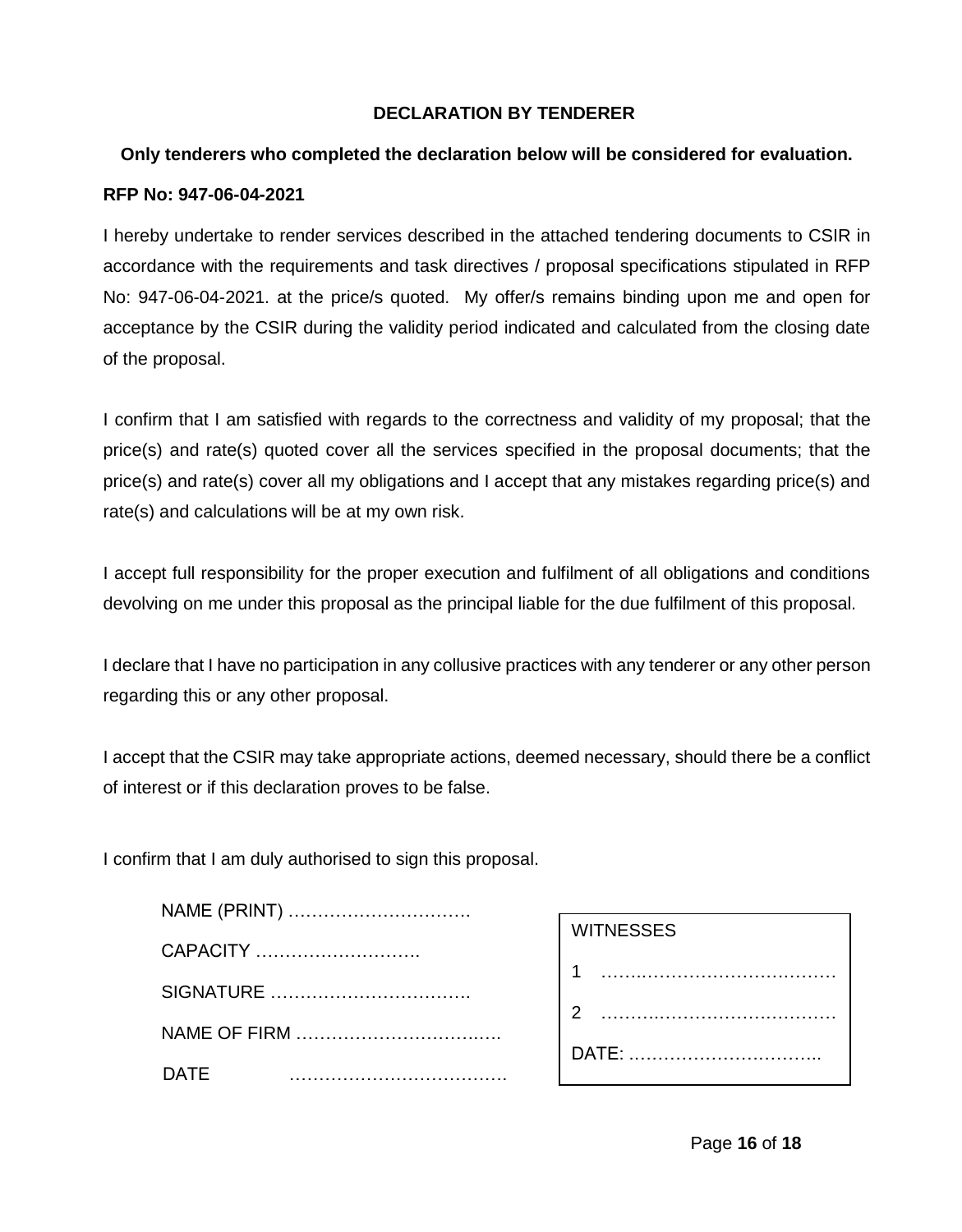## DECLARATION BY TENDERER

**Only tenderers who completed the declaration below will be considered for evaluation.**

**RFP No: 947-06-04-2021**

I hereby undertake to render services described in the attached tendering documents to CSIR in accordance with the requirements and task directives / proposal specifications stipulated in RFP No: 947-06-04-2021. at the price/s quoted. My offer/s remains binding upon me and open for acceptance by the CSIR during the validity period indicated and calculated from the closing date of the proposal.

I confirm that I am satisfied with regards to the correctness and validity of my proposal; that the price(s) and rate(s) quoted cover all the services specified in the proposal documents; that the price(s) and rate(s) cover all my obligations and I accept that any mistakes regarding price(s) and rate(s) and calculations will be at my own risk.

I accept full responsibility for the proper execution and fulfilment of all obligations and conditions devolving on me under this proposal as the principal liable for the due fulfilment of this proposal.

I declare that I have no participation in any collusive practices with any tenderer or any other person regarding this or any other proposal.

I accept that the CSIR may take appropriate actions, deemed necessary, should there be a conflict of interest or if this declaration proves to be false.

I confirm that I am duly authorised to sign this proposal.

NAME (PRINT) ………………………….

CAPACITY ……………………….

SIGNATURE …………………………….

NAME OF FIRM …………………………….

DATE ……………………………….

| WITNESSES |
|---|
| 1 ……………………………………… |
| 2 ……………………………………… |
| DATE: ………………………….. |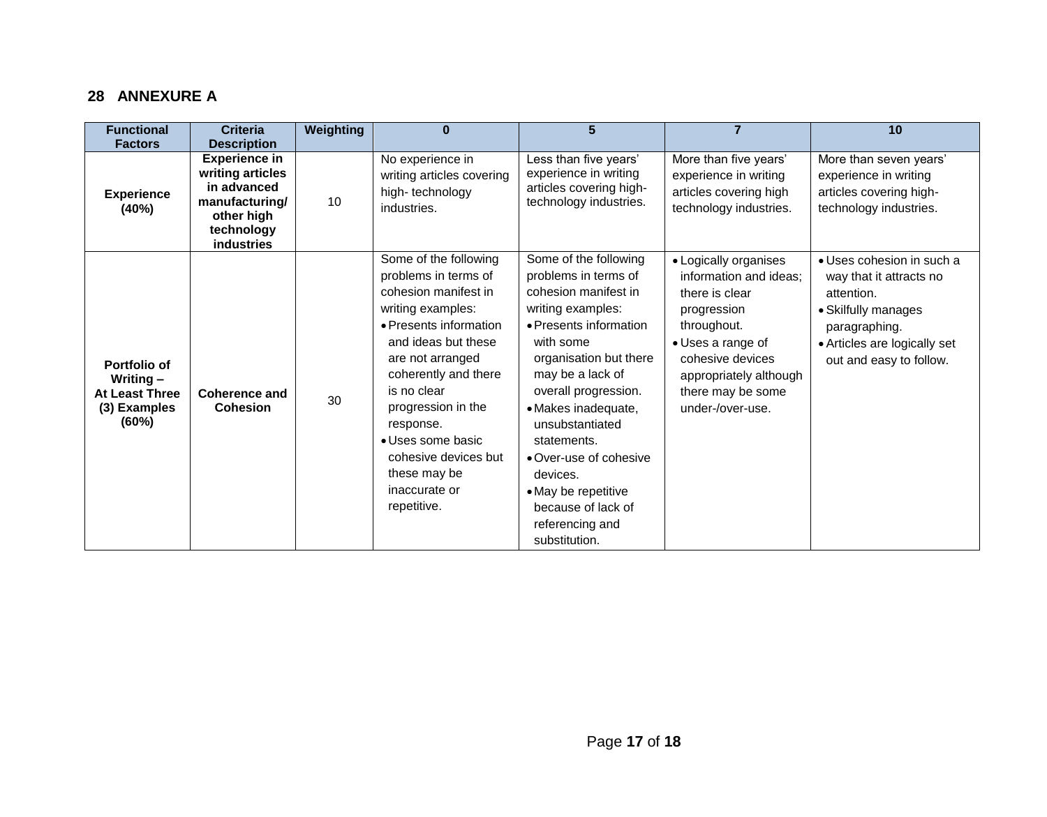## 28 ANNEXURE A

| Functional Factors | Criteria Description | Weighting | 0 | 5 | 7 | 10 |
|---|---|---|---|---|---|---|
| **Experience (40%)** | **Experience in writing articles in advanced manufacturing/ other high technology industries** | 10 | No experience in writing articles covering high- technology industries. | Less than five years' experience in writing articles covering high-technology industries. | More than five years' experience in writing articles covering high technology industries. | More than seven years' experience in writing articles covering high-technology industries. |
| **Portfolio of Writing – At Least Three (3) Examples (60%)** | **Coherence and Cohesion** | 30 | Some of the following problems in terms of cohesion manifest in writing examples:<br>• Presents information and ideas but these are not arranged coherently and there is no clear progression in the response.<br>• Uses some basic cohesive devices but these may be inaccurate or repetitive. | Some of the following problems in terms of cohesion manifest in writing examples:<br>• Presents information with some organisation but there may be a lack of overall progression.<br>• Makes inadequate, unsubstantiated statements.<br>• Over-use of cohesive devices.<br>• May be repetitive because of lack of referencing and substitution. | • Logically organises information and ideas; there is clear progression throughout.<br>• Uses a range of cohesive devices appropriately although there may be some under-/over-use. | • Uses cohesion in such a way that it attracts no attention.<br>• Skilfully manages paragraphing.<br>• Articles are logically set out and easy to follow. |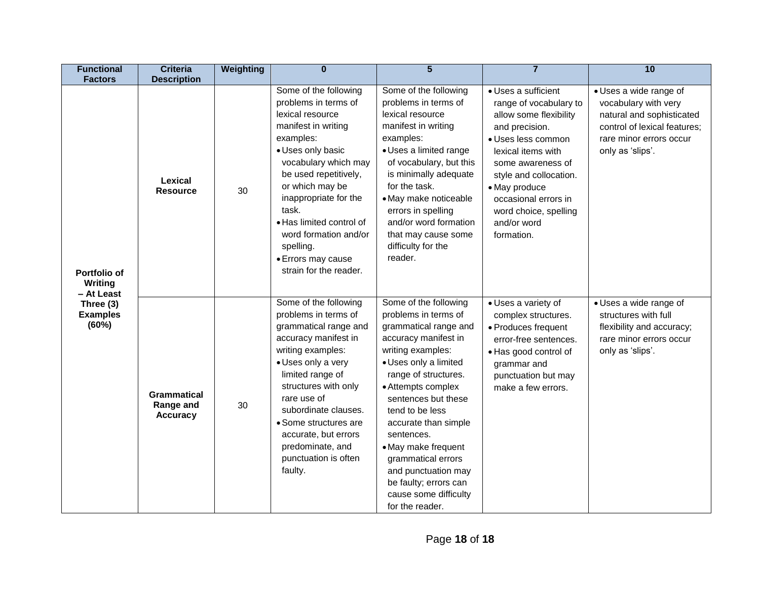| Functional Factors | Criteria Description | Weighting | 0 | 5 | 7 | 10 |
|---|---|---|---|---|---|---|
| Portfolio of Writing – At Least Three (3) Examples (60%) | **Lexical Resource** | 30 | Some of the following problems in terms of lexical resource manifest in writing examples:<br>• Uses only basic vocabulary which may be used repetitively, or which may be inappropriate for the task.<br>• Has limited control of word formation and/or spelling.<br>• Errors may cause strain for the reader. | Some of the following problems in terms of lexical resource manifest in writing examples:<br>• Uses a limited range of vocabulary, but this is minimally adequate for the task.<br>• May make noticeable errors in spelling and/or word formation that may cause some difficulty for the reader. | • Uses a sufficient range of vocabulary to allow some flexibility and precision.<br>• Uses less common lexical items with some awareness of style and collocation.<br>• May produce occasional errors in word choice, spelling and/or word formation. | • Uses a wide range of vocabulary with very natural and sophisticated control of lexical features; rare minor errors occur only as 'slips'. |
| | **Grammatical Range and Accuracy** | 30 | Some of the following problems in terms of grammatical range and accuracy manifest in writing examples:<br>• Uses only a very limited range of structures with only rare use of subordinate clauses.<br>• Some structures are accurate, but errors predominate, and punctuation is often faulty. | Some of the following problems in terms of grammatical range and accuracy manifest in writing examples:<br>• Uses only a limited range of structures.<br>• Attempts complex sentences but these tend to be less accurate than simple sentences.<br>• May make frequent grammatical errors and punctuation may be faulty; errors can cause some difficulty for the reader. | • Uses a variety of complex structures.<br>• Produces frequent error-free sentences.<br>• Has good control of grammar and punctuation but may make a few errors. | • Uses a wide range of structures with full flexibility and accuracy; rare minor errors occur only as 'slips'. |